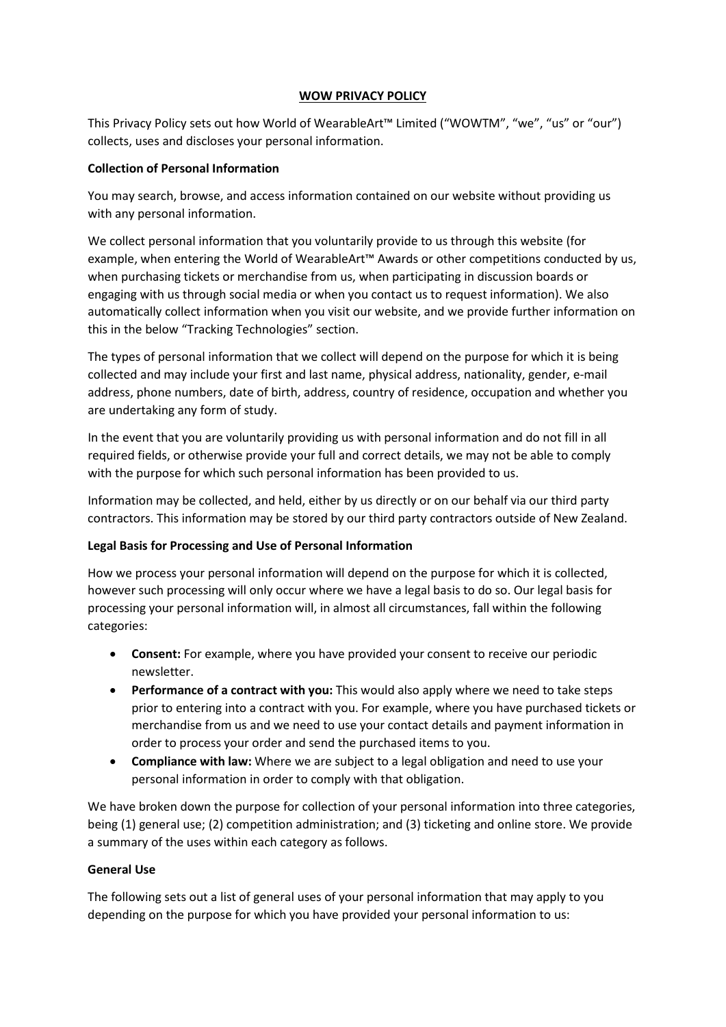# WOW PRIVACY POLICY

This Privacy Policy sets out how World of WearableArt™ Limited ("WOWTM", "we", "us" or "our") collects, uses and discloses your personal information.

**Collection of Personal Information**

You may search, browse, and access information contained on our website without providing us with any personal information.

We collect personal information that you voluntarily provide to us through this website (for example, when entering the World of WearableArt™ Awards or other competitions conducted by us, when purchasing tickets or merchandise from us, when participating in discussion boards or engaging with us through social media or when you contact us to request information). We also automatically collect information when you visit our website, and we provide further information on this in the below "Tracking Technologies" section.

The types of personal information that we collect will depend on the purpose for which it is being collected and may include your first and last name, physical address, nationality, gender, e-mail address, phone numbers, date of birth, address, country of residence, occupation and whether you are undertaking any form of study.

In the event that you are voluntarily providing us with personal information and do not fill in all required fields, or otherwise provide your full and correct details, we may not be able to comply with the purpose for which such personal information has been provided to us.

Information may be collected, and held, either by us directly or on our behalf via our third party contractors. This information may be stored by our third party contractors outside of New Zealand.

**Legal Basis for Processing and Use of Personal Information**

How we process your personal information will depend on the purpose for which it is collected, however such processing will only occur where we have a legal basis to do so. Our legal basis for processing your personal information will, in almost all circumstances, fall within the following categories:

- **Consent:** For example, where you have provided your consent to receive our periodic newsletter.
- **Performance of a contract with you:** This would also apply where we need to take steps prior to entering into a contract with you. For example, where you have purchased tickets or merchandise from us and we need to use your contact details and payment information in order to process your order and send the purchased items to you.
- **Compliance with law:** Where we are subject to a legal obligation and need to use your personal information in order to comply with that obligation.

We have broken down the purpose for collection of your personal information into three categories, being (1) general use; (2) competition administration; and (3) ticketing and online store. We provide a summary of the uses within each category as follows.

**General Use**

The following sets out a list of general uses of your personal information that may apply to you depending on the purpose for which you have provided your personal information to us: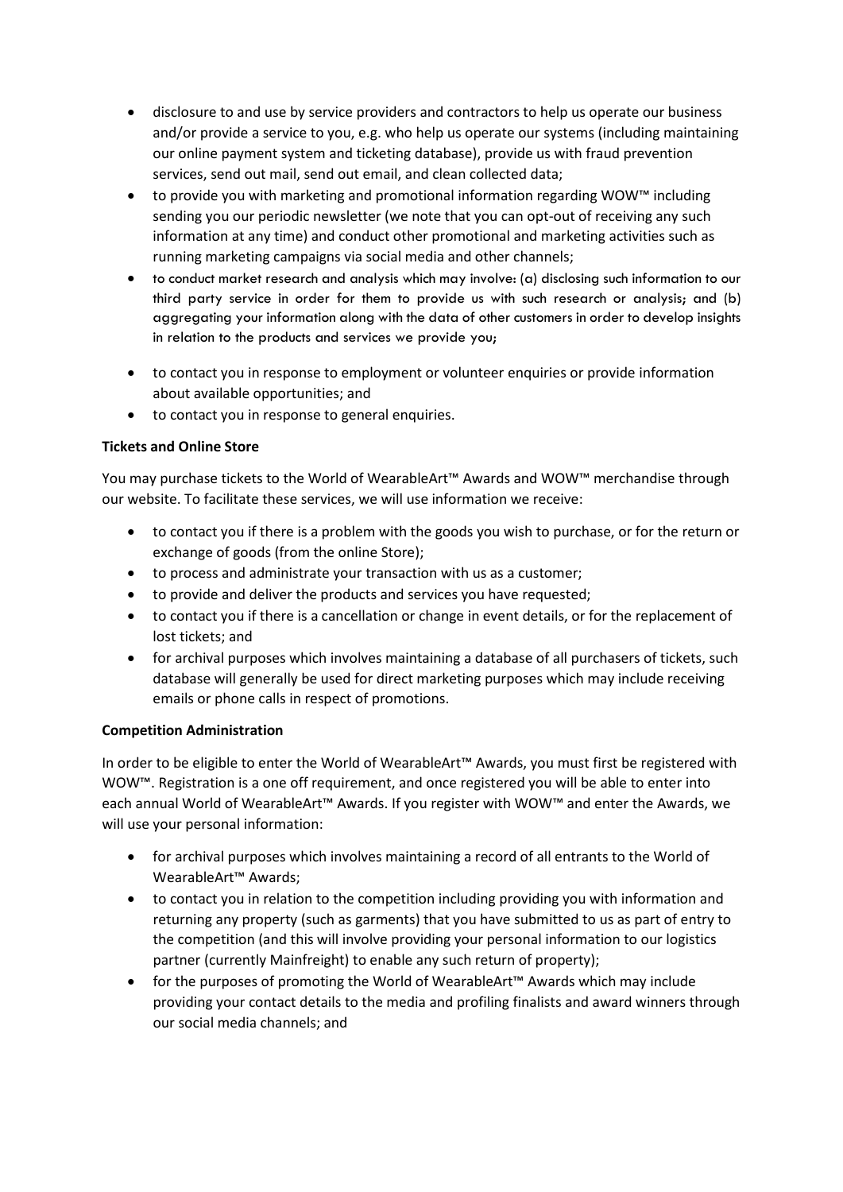- disclosure to and use by service providers and contractors to help us operate our business and/or provide a service to you, e.g. who help us operate our systems (including maintaining our online payment system and ticketing database), provide us with fraud prevention services, send out mail, send out email, and clean collected data;
- to provide you with marketing and promotional information regarding WOW™ including sending you our periodic newsletter (we note that you can opt-out of receiving any such information at any time) and conduct other promotional and marketing activities such as running marketing campaigns via social media and other channels;
- to conduct market research and analysis which may involve: (a) disclosing such information to our third party service in order for them to provide us with such research or analysis; and (b) aggregating your information along with the data of other customers in order to develop insights in relation to the products and services we provide you;
- to contact you in response to employment or volunteer enquiries or provide information about available opportunities; and
- to contact you in response to general enquiries.

**Tickets and Online Store**

You may purchase tickets to the World of WearableArt™ Awards and WOW™ merchandise through our website. To facilitate these services, we will use information we receive:

- to contact you if there is a problem with the goods you wish to purchase, or for the return or exchange of goods (from the online Store);
- to process and administrate your transaction with us as a customer;
- to provide and deliver the products and services you have requested;
- to contact you if there is a cancellation or change in event details, or for the replacement of lost tickets; and
- for archival purposes which involves maintaining a database of all purchasers of tickets, such database will generally be used for direct marketing purposes which may include receiving emails or phone calls in respect of promotions.

**Competition Administration**

In order to be eligible to enter the World of WearableArt™ Awards, you must first be registered with WOW™. Registration is a one off requirement, and once registered you will be able to enter into each annual World of WearableArt™ Awards. If you register with WOW™ and enter the Awards, we will use your personal information:

- for archival purposes which involves maintaining a record of all entrants to the World of WearableArt™ Awards;
- to contact you in relation to the competition including providing you with information and returning any property (such as garments) that you have submitted to us as part of entry to the competition (and this will involve providing your personal information to our logistics partner (currently Mainfreight) to enable any such return of property);
- for the purposes of promoting the World of WearableArt™ Awards which may include providing your contact details to the media and profiling finalists and award winners through our social media channels; and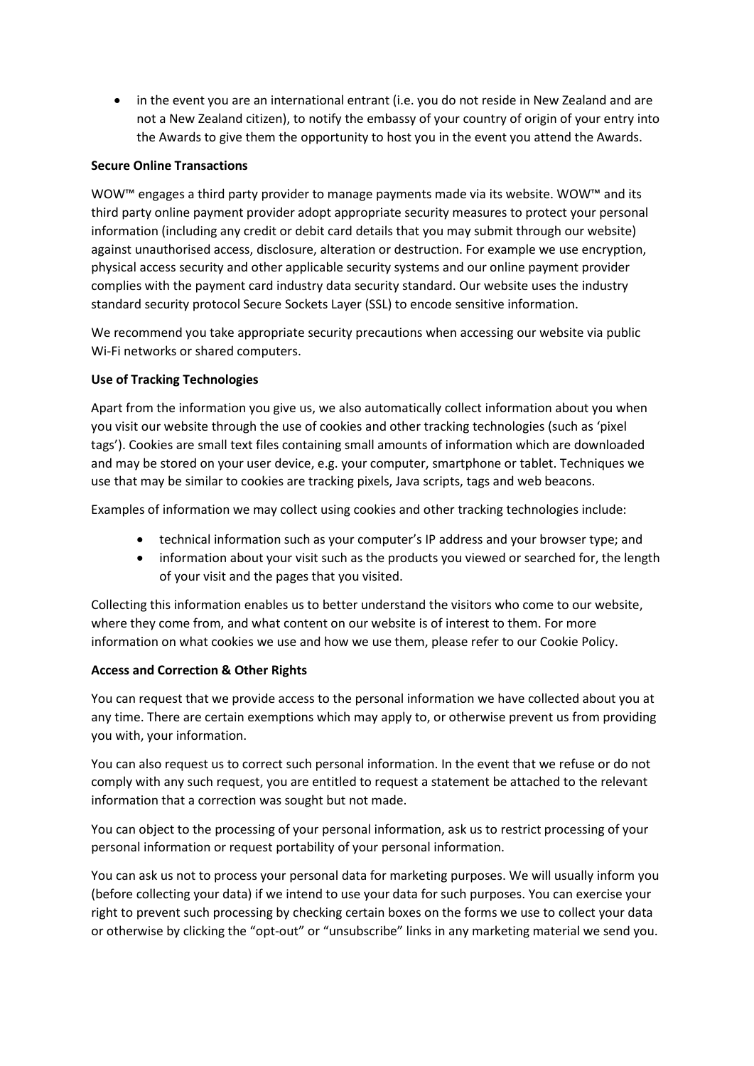- in the event you are an international entrant (i.e. you do not reside in New Zealand and are not a New Zealand citizen), to notify the embassy of your country of origin of your entry into the Awards to give them the opportunity to host you in the event you attend the Awards.

**Secure Online Transactions**

WOW™ engages a third party provider to manage payments made via its website. WOW™ and its third party online payment provider adopt appropriate security measures to protect your personal information (including any credit or debit card details that you may submit through our website) against unauthorised access, disclosure, alteration or destruction. For example we use encryption, physical access security and other applicable security systems and our online payment provider complies with the payment card industry data security standard. Our website uses the industry standard security protocol Secure Sockets Layer (SSL) to encode sensitive information.

We recommend you take appropriate security precautions when accessing our website via public Wi-Fi networks or shared computers.

**Use of Tracking Technologies**

Apart from the information you give us, we also automatically collect information about you when you visit our website through the use of cookies and other tracking technologies (such as 'pixel tags'). Cookies are small text files containing small amounts of information which are downloaded and may be stored on your user device, e.g. your computer, smartphone or tablet. Techniques we use that may be similar to cookies are tracking pixels, Java scripts, tags and web beacons.

Examples of information we may collect using cookies and other tracking technologies include:

- technical information such as your computer's IP address and your browser type; and
- information about your visit such as the products you viewed or searched for, the length of your visit and the pages that you visited.

Collecting this information enables us to better understand the visitors who come to our website, where they come from, and what content on our website is of interest to them. For more information on what cookies we use and how we use them, please refer to our Cookie Policy.

**Access and Correction & Other Rights**

You can request that we provide access to the personal information we have collected about you at any time. There are certain exemptions which may apply to, or otherwise prevent us from providing you with, your information.

You can also request us to correct such personal information. In the event that we refuse or do not comply with any such request, you are entitled to request a statement be attached to the relevant information that a correction was sought but not made.

You can object to the processing of your personal information, ask us to restrict processing of your personal information or request portability of your personal information.

You can ask us not to process your personal data for marketing purposes. We will usually inform you (before collecting your data) if we intend to use your data for such purposes. You can exercise your right to prevent such processing by checking certain boxes on the forms we use to collect your data or otherwise by clicking the "opt-out" or "unsubscribe" links in any marketing material we send you.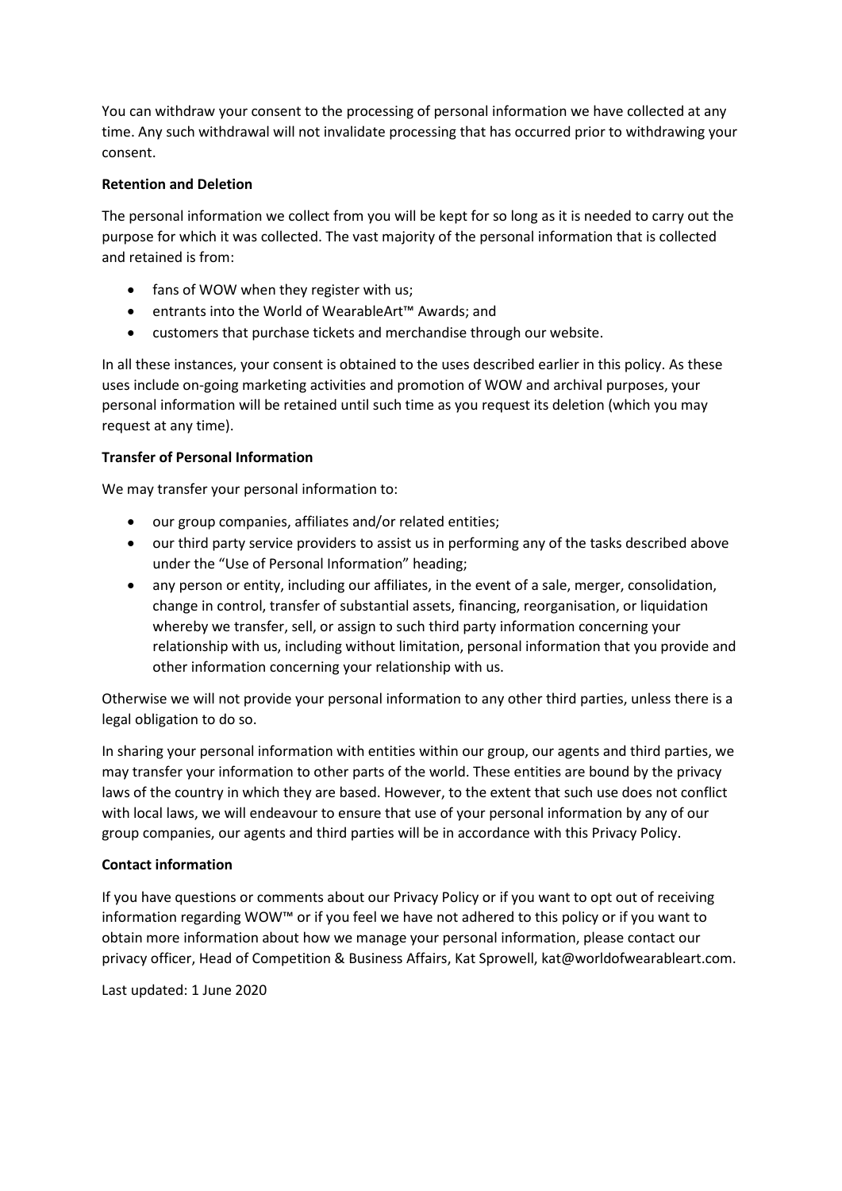You can withdraw your consent to the processing of personal information we have collected at any time. Any such withdrawal will not invalidate processing that has occurred prior to withdrawing your consent.

**Retention and Deletion**

The personal information we collect from you will be kept for so long as it is needed to carry out the purpose for which it was collected. The vast majority of the personal information that is collected and retained is from:

- fans of WOW when they register with us;
- entrants into the World of WearableArt™ Awards; and
- customers that purchase tickets and merchandise through our website.

In all these instances, your consent is obtained to the uses described earlier in this policy. As these uses include on-going marketing activities and promotion of WOW and archival purposes, your personal information will be retained until such time as you request its deletion (which you may request at any time).

**Transfer of Personal Information**

We may transfer your personal information to:

- our group companies, affiliates and/or related entities;
- our third party service providers to assist us in performing any of the tasks described above under the "Use of Personal Information" heading;
- any person or entity, including our affiliates, in the event of a sale, merger, consolidation, change in control, transfer of substantial assets, financing, reorganisation, or liquidation whereby we transfer, sell, or assign to such third party information concerning your relationship with us, including without limitation, personal information that you provide and other information concerning your relationship with us.

Otherwise we will not provide your personal information to any other third parties, unless there is a legal obligation to do so.

In sharing your personal information with entities within our group, our agents and third parties, we may transfer your information to other parts of the world. These entities are bound by the privacy laws of the country in which they are based. However, to the extent that such use does not conflict with local laws, we will endeavour to ensure that use of your personal information by any of our group companies, our agents and third parties will be in accordance with this Privacy Policy.

**Contact information**

If you have questions or comments about our Privacy Policy or if you want to opt out of receiving information regarding WOW™ or if you feel we have not adhered to this policy or if you want to obtain more information about how we manage your personal information, please contact our privacy officer, Head of Competition & Business Affairs, Kat Sprowell, kat@worldofwearableart.com.

Last updated: 1 June 2020